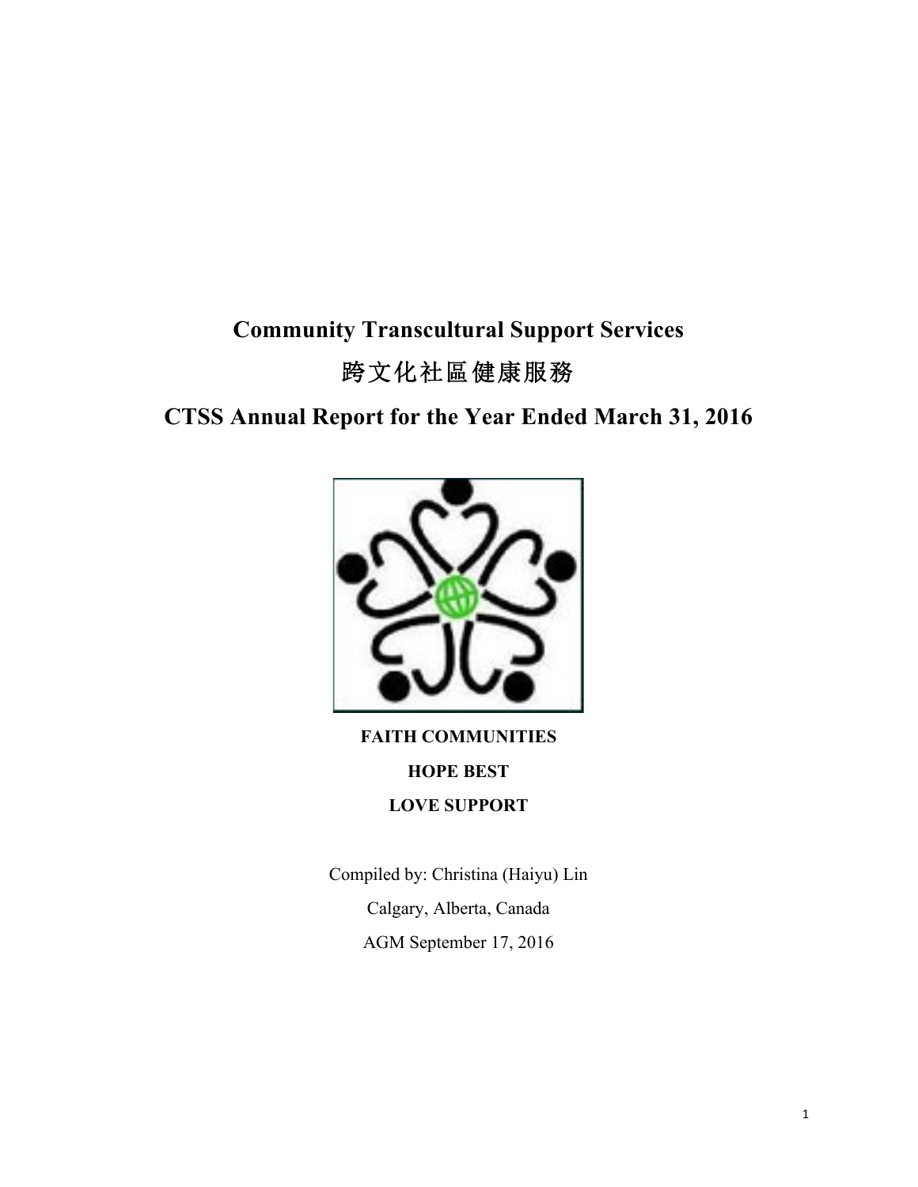# Community Transcultural Support Services

# 跨文化社區健康服務

# CTSS Annual Report for the Year Ended March 31, 2016

**FAITH COMMUNITIES**

**HOPE BEST**

**LOVE SUPPORT**

Compiled by: Christina (Haiyu) Lin

Calgary, Alberta, Canada

AGM September 17, 2016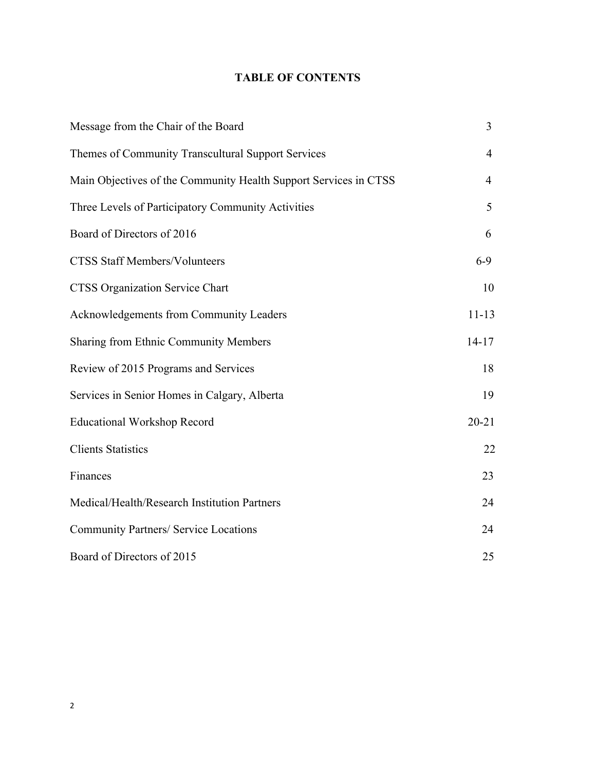# TABLE OF CONTENTS

| | |
|---|---|
| Message from the Chair of the Board | 3 |
| Themes of Community Transcultural Support Services | 4 |
| Main Objectives of the Community Health Support Services in CTSS | 4 |
| Three Levels of Participatory Community Activities | 5 |
| Board of Directors of 2016 | 6 |
| CTSS Staff Members/Volunteers | 6-9 |
| CTSS Organization Service Chart | 10 |
| Acknowledgements from Community Leaders | 11-13 |
| Sharing from Ethnic Community Members | 14-17 |
| Review of 2015 Programs and Services | 18 |
| Services in Senior Homes in Calgary, Alberta | 19 |
| Educational Workshop Record | 20-21 |
| Clients Statistics | 22 |
| Finances | 23 |
| Medical/Health/Research Institution Partners | 24 |
| Community Partners/ Service Locations | 24 |
| Board of Directors of 2015 | 25 |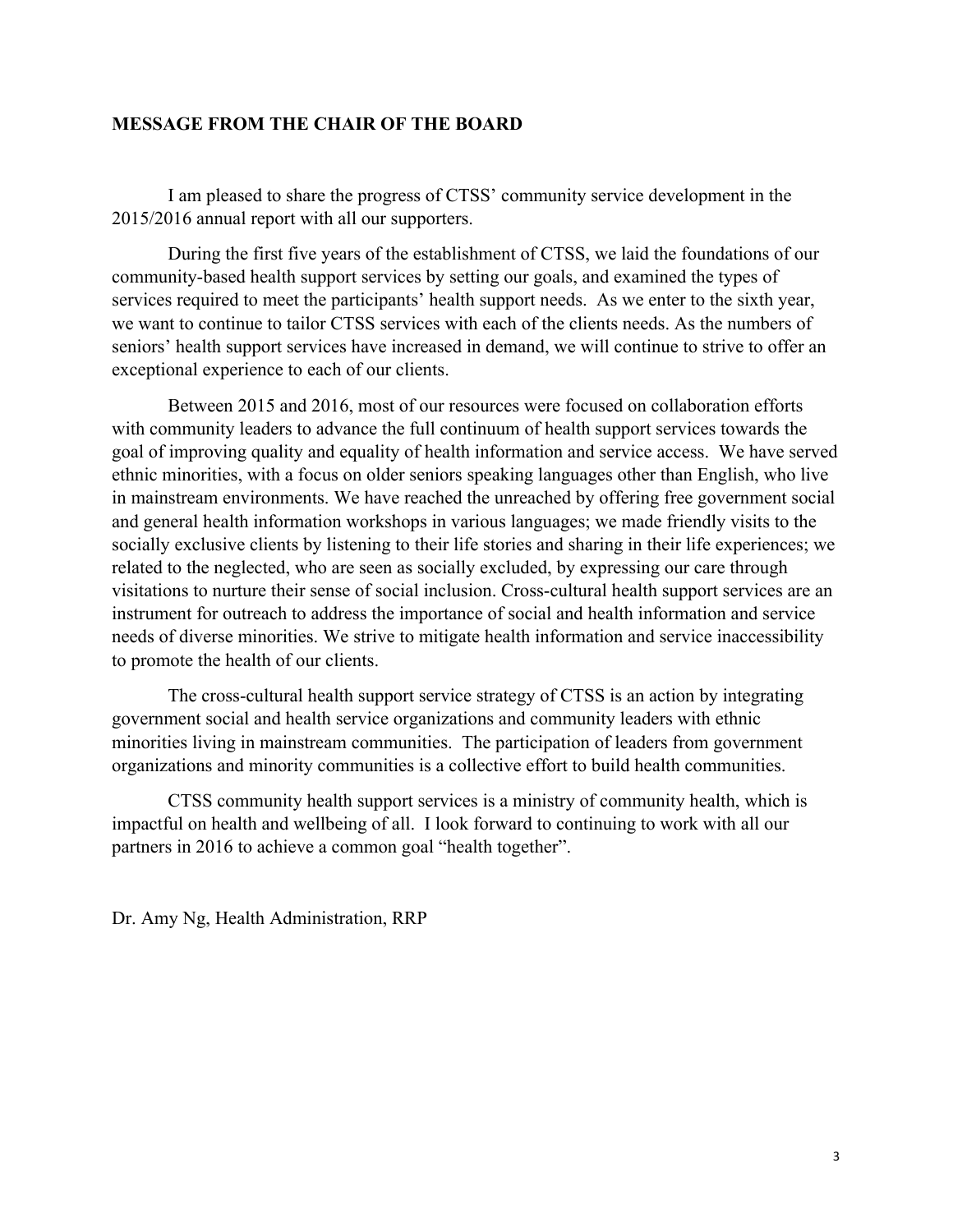**MESSAGE FROM THE CHAIR OF THE BOARD**

I am pleased to share the progress of CTSS' community service development in the 2015/2016 annual report with all our supporters.

During the first five years of the establishment of CTSS, we laid the foundations of our community-based health support services by setting our goals, and examined the types of services required to meet the participants' health support needs. As we enter to the sixth year, we want to continue to tailor CTSS services with each of the clients needs. As the numbers of seniors' health support services have increased in demand, we will continue to strive to offer an exceptional experience to each of our clients.

Between 2015 and 2016, most of our resources were focused on collaboration efforts with community leaders to advance the full continuum of health support services towards the goal of improving quality and equality of health information and service access. We have served ethnic minorities, with a focus on older seniors speaking languages other than English, who live in mainstream environments. We have reached the unreached by offering free government social and general health information workshops in various languages; we made friendly visits to the socially exclusive clients by listening to their life stories and sharing in their life experiences; we related to the neglected, who are seen as socially excluded, by expressing our care through visitations to nurture their sense of social inclusion. Cross-cultural health support services are an instrument for outreach to address the importance of social and health information and service needs of diverse minorities. We strive to mitigate health information and service inaccessibility to promote the health of our clients.

The cross-cultural health support service strategy of CTSS is an action by integrating government social and health service organizations and community leaders with ethnic minorities living in mainstream communities. The participation of leaders from government organizations and minority communities is a collective effort to build health communities.

CTSS community health support services is a ministry of community health, which is impactful on health and wellbeing of all. I look forward to continuing to work with all our partners in 2016 to achieve a common goal "health together".

Dr. Amy Ng, Health Administration, RRP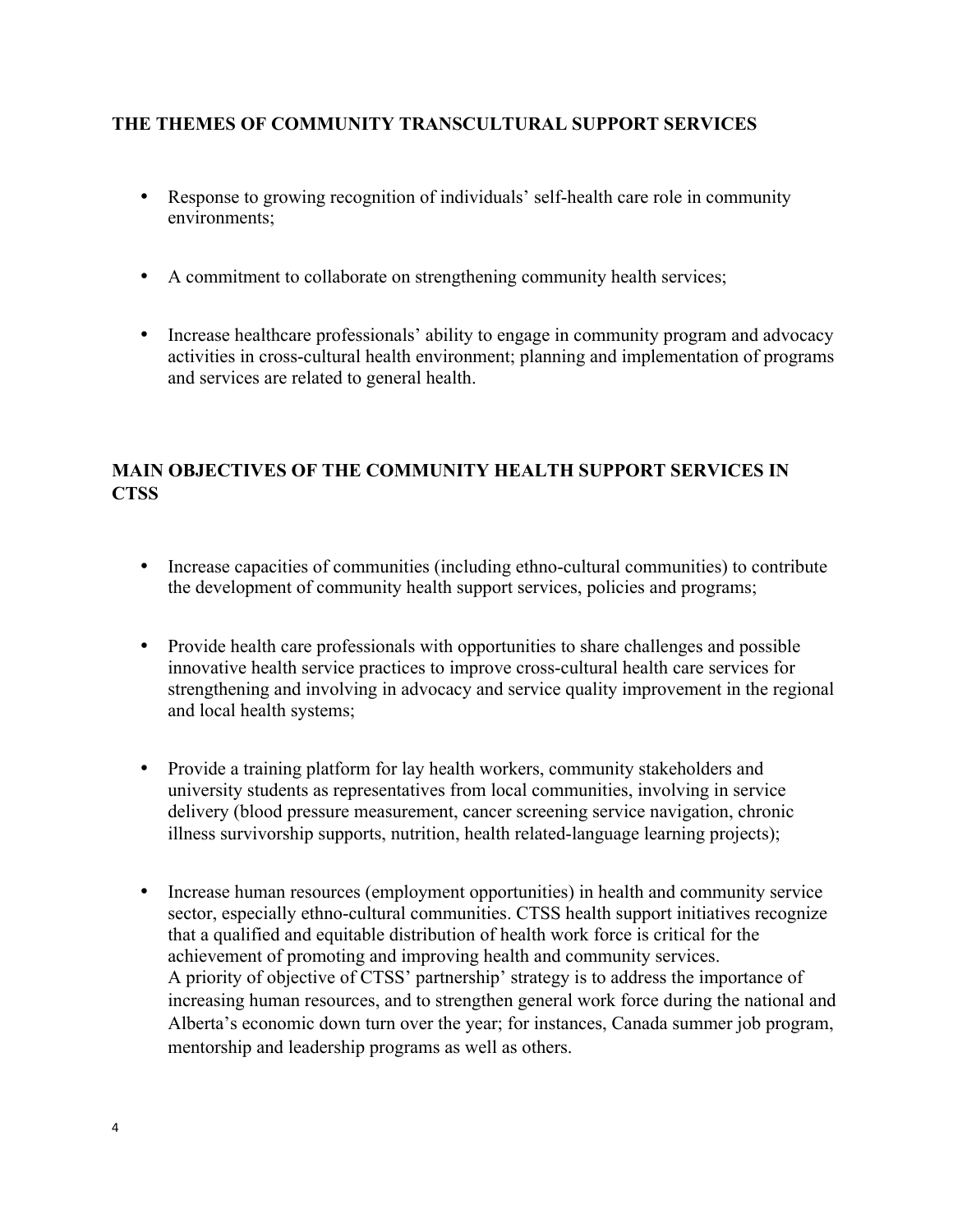## THE THEMES OF COMMUNITY TRANSCULTURAL SUPPORT SERVICES

- Response to growing recognition of individuals' self-health care role in community environments;
- A commitment to collaborate on strengthening community health services;
- Increase healthcare professionals' ability to engage in community program and advocacy activities in cross-cultural health environment; planning and implementation of programs and services are related to general health.

## MAIN OBJECTIVES OF THE COMMUNITY HEALTH SUPPORT SERVICES IN CTSS

- Increase capacities of communities (including ethno-cultural communities) to contribute the development of community health support services, policies and programs;
- Provide health care professionals with opportunities to share challenges and possible innovative health service practices to improve cross-cultural health care services for strengthening and involving in advocacy and service quality improvement in the regional and local health systems;
- Provide a training platform for lay health workers, community stakeholders and university students as representatives from local communities, involving in service delivery (blood pressure measurement, cancer screening service navigation, chronic illness survivorship supports, nutrition, health related-language learning projects);
- Increase human resources (employment opportunities) in health and community service sector, especially ethno-cultural communities. CTSS health support initiatives recognize that a qualified and equitable distribution of health work force is critical for the achievement of promoting and improving health and community services.
  A priority of objective of CTSS' partnership' strategy is to address the importance of increasing human resources, and to strengthen general work force during the national and Alberta's economic down turn over the year; for instances, Canada summer job program, mentorship and leadership programs as well as others.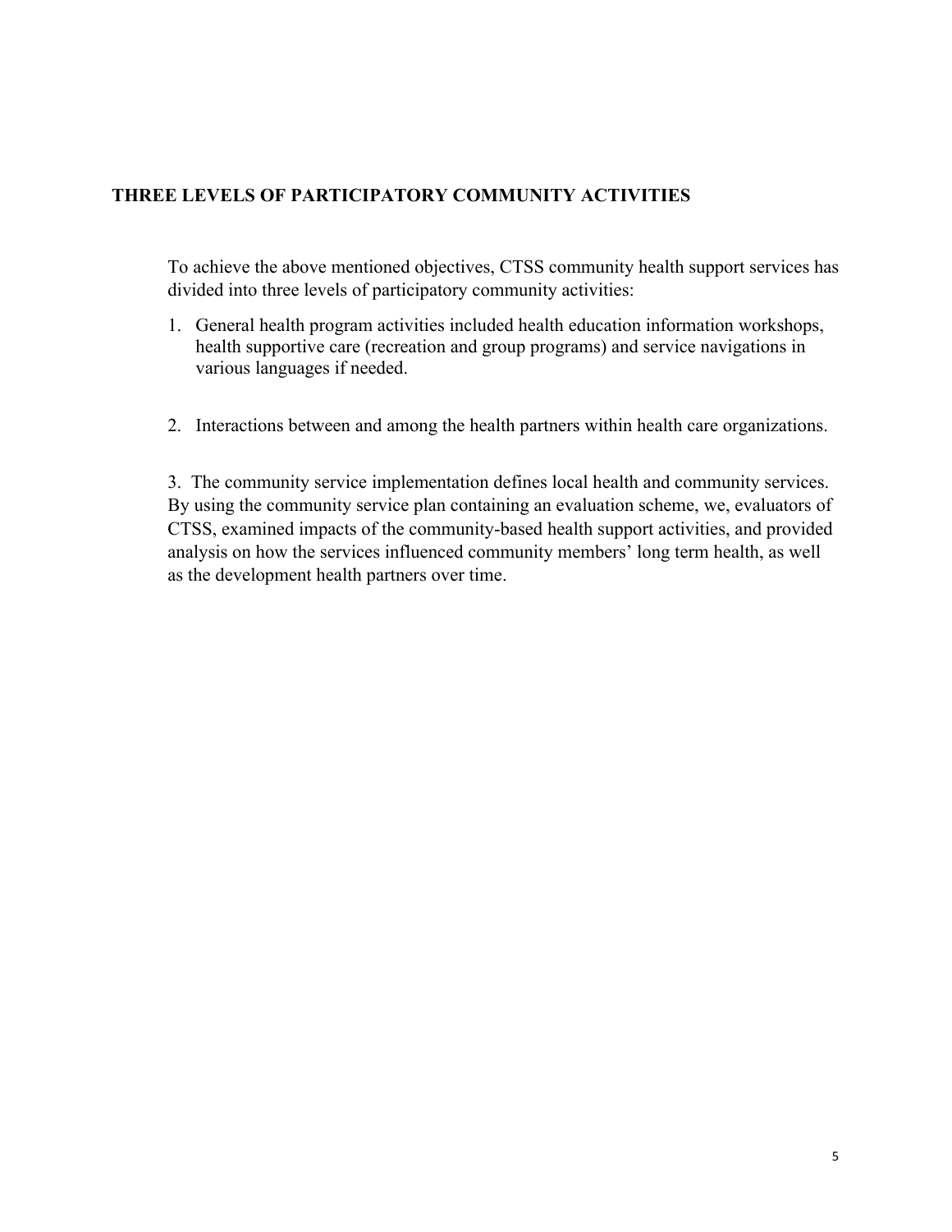## THREE LEVELS OF PARTICIPATORY COMMUNITY ACTIVITIES

To achieve the above mentioned objectives, CTSS community health support services has divided into three levels of participatory community activities:

1. General health program activities included health education information workshops, health supportive care (recreation and group programs) and service navigations in various languages if needed.

2. Interactions between and among the health partners within health care organizations.

3. The community service implementation defines local health and community services. By using the community service plan containing an evaluation scheme, we, evaluators of CTSS, examined impacts of the community-based health support activities, and provided analysis on how the services influenced community members' long term health, as well as the development health partners over time.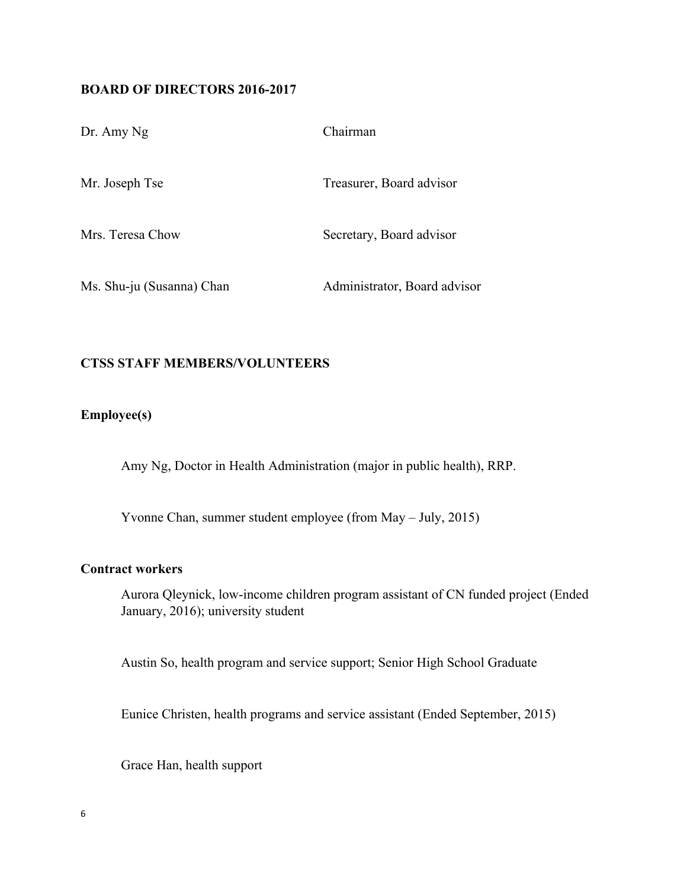**BOARD OF DIRECTORS 2016-2017**

| | |
|---|---|
| Dr. Amy Ng | Chairman |
| Mr. Joseph Tse | Treasurer, Board advisor |
| Mrs. Teresa Chow | Secretary, Board advisor |
| Ms. Shu-ju (Susanna) Chan | Administrator, Board advisor |

**CTSS STAFF MEMBERS/VOLUNTEERS**

**Employee(s)**

Amy Ng, Doctor in Health Administration (major in public health), RRP.

Yvonne Chan, summer student employee (from May – July, 2015)

**Contract workers**

Aurora Qleynick, low-income children program assistant of CN funded project (Ended January, 2016); university student

Austin So, health program and service support; Senior High School Graduate

Eunice Christen, health programs and service assistant (Ended September, 2015)

Grace Han, health support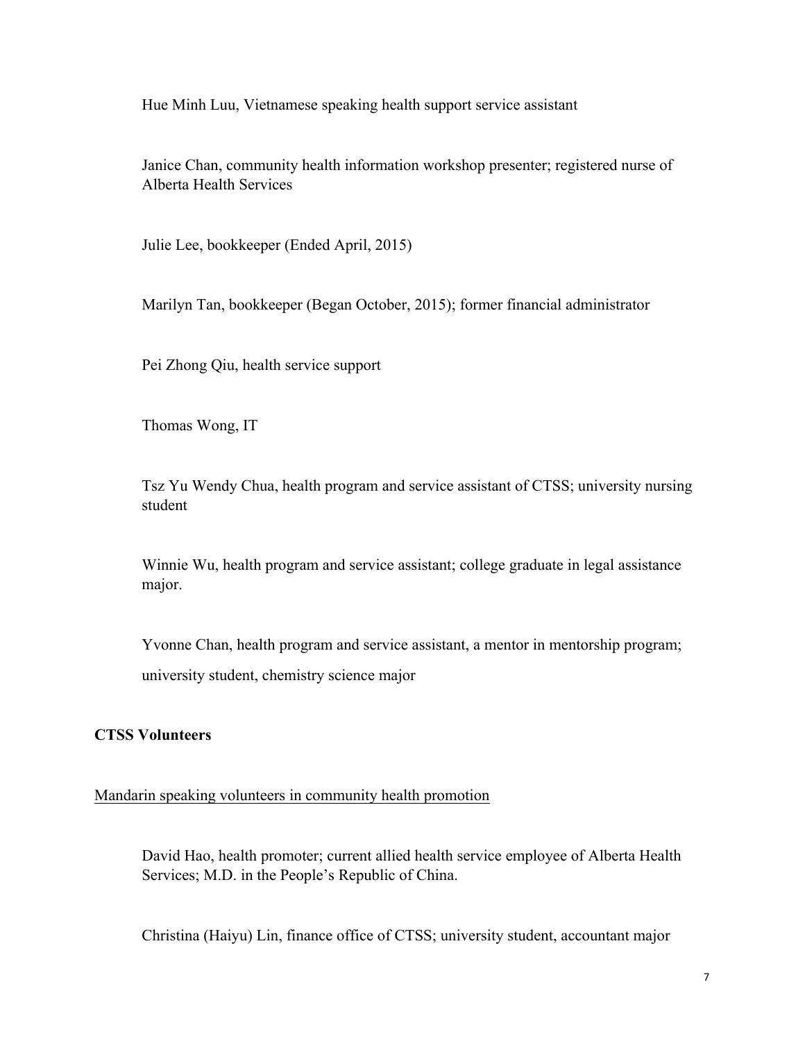Hue Minh Luu, Vietnamese speaking health support service assistant

Janice Chan, community health information workshop presenter; registered nurse of Alberta Health Services

Julie Lee, bookkeeper (Ended April, 2015)

Marilyn Tan, bookkeeper (Began October, 2015); former financial administrator

Pei Zhong Qiu, health service support

Thomas Wong, IT

Tsz Yu Wendy Chua, health program and service assistant of CTSS; university nursing student

Winnie Wu, health program and service assistant; college graduate in legal assistance major.

Yvonne Chan, health program and service assistant, a mentor in mentorship program; university student, chemistry science major

**CTSS Volunteers**

<u>Mandarin speaking volunteers in community health promotion</u>

David Hao, health promoter; current allied health service employee of Alberta Health Services; M.D. in the People's Republic of China.

Christina (Haiyu) Lin, finance office of CTSS; university student, accountant major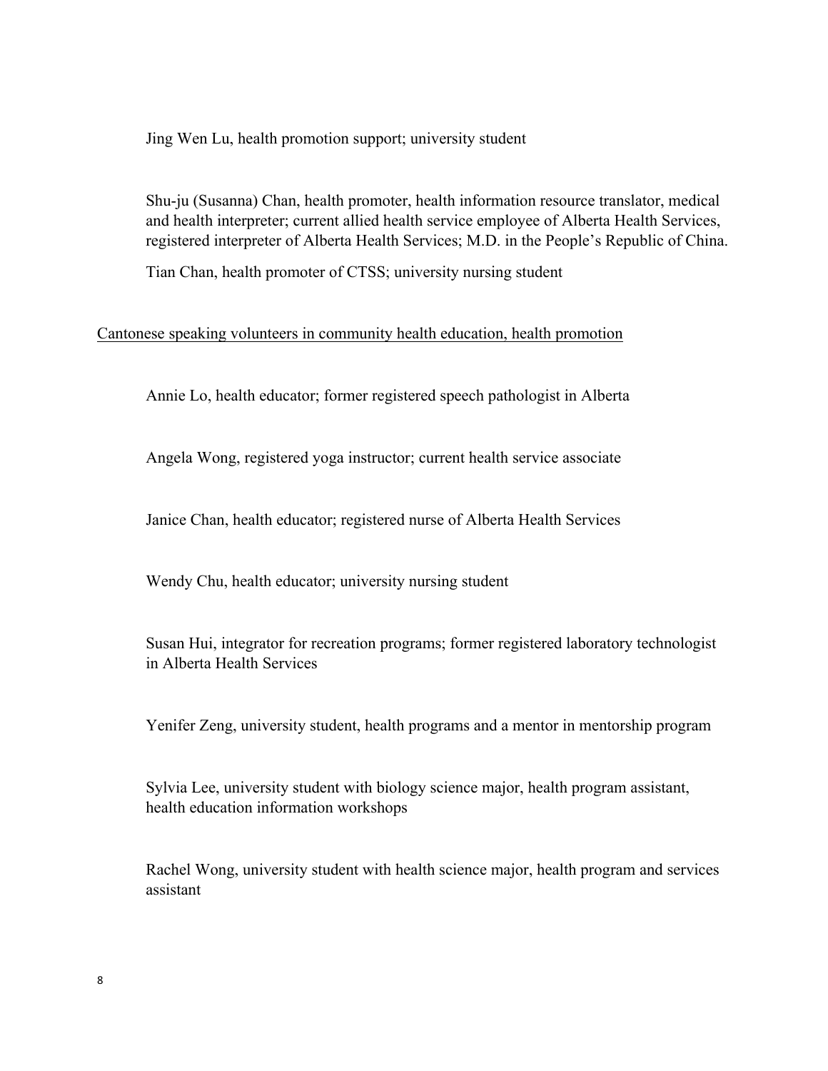Jing Wen Lu, health promotion support; university student

Shu-ju (Susanna) Chan, health promoter, health information resource translator, medical and health interpreter; current allied health service employee of Alberta Health Services, registered interpreter of Alberta Health Services; M.D. in the People's Republic of China.

Tian Chan, health promoter of CTSS; university nursing student

<u>Cantonese speaking volunteers in community health education, health promotion</u>

Annie Lo, health educator; former registered speech pathologist in Alberta

Angela Wong, registered yoga instructor; current health service associate

Janice Chan, health educator; registered nurse of Alberta Health Services

Wendy Chu, health educator; university nursing student

Susan Hui, integrator for recreation programs; former registered laboratory technologist in Alberta Health Services

Yenifer Zeng, university student, health programs and a mentor in mentorship program

Sylvia Lee, university student with biology science major, health program assistant, health education information workshops

Rachel Wong, university student with health science major, health program and services assistant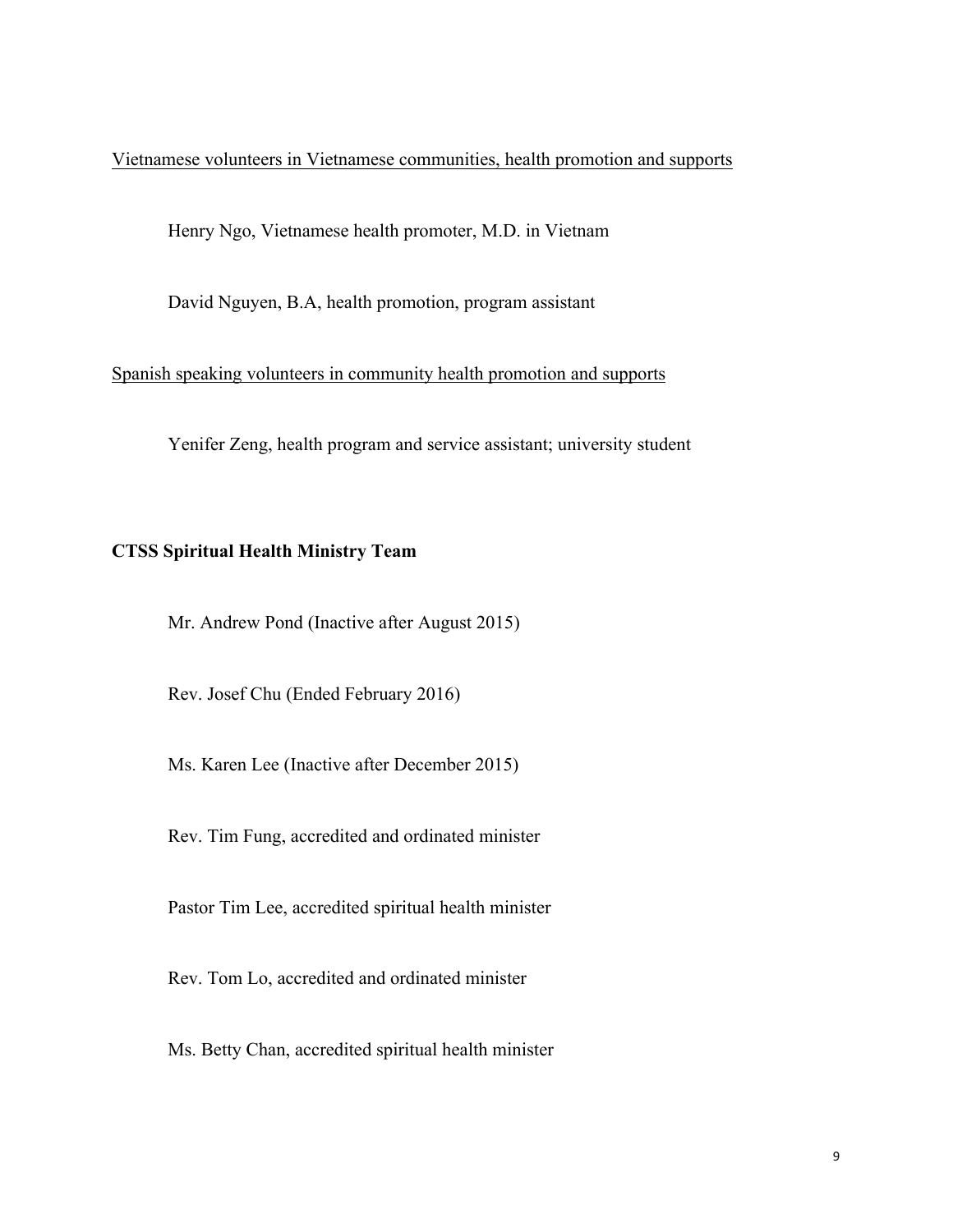<u>Vietnamese volunteers in Vietnamese communities, health promotion and supports</u>

Henry Ngo, Vietnamese health promoter, M.D. in Vietnam

David Nguyen, B.A, health promotion, program assistant

<u>Spanish speaking volunteers in community health promotion and supports</u>

Yenifer Zeng, health program and service assistant; university student

**CTSS Spiritual Health Ministry Team**

Mr. Andrew Pond (Inactive after August 2015)

Rev. Josef Chu (Ended February 2016)

Ms. Karen Lee (Inactive after December 2015)

Rev. Tim Fung, accredited and ordinated minister

Pastor Tim Lee, accredited spiritual health minister

Rev. Tom Lo, accredited and ordinated minister

Ms. Betty Chan, accredited spiritual health minister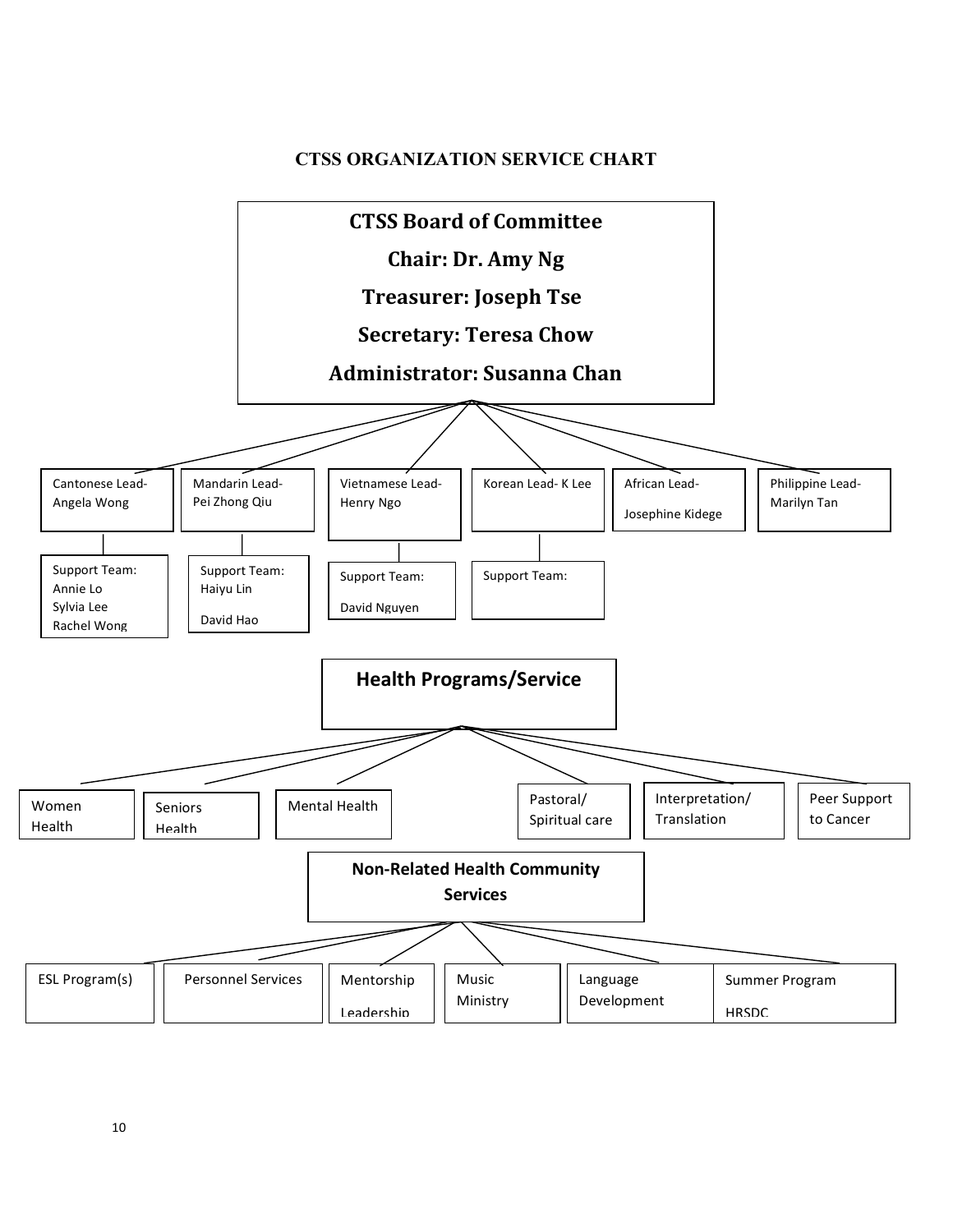## CTSS ORGANIZATION SERVICE CHART

**CTSS Board of Committee**

**Chair: Dr. Amy Ng**

**Treasurer: Joseph Tse**

**Secretary: Teresa Chow**

**Administrator: Susanna Chan**

- Cantonese Lead- Angela Wong
  - Support Team: Annie Lo, Sylvia Lee, Rachel Wong
- Mandarin Lead- Pei Zhong Qiu
  - Support Team: Haiyu Lin, David Hao
- Vietnamese Lead- Henry Ngo
  - Support Team: David Nguyen
- Korean Lead- K Lee
  - Support Team:
- African Lead- Josephine Kidege
- Philippine Lead- Marilyn Tan

**Health Programs/Service**

- Women Health
- Seniors Health
- Mental Health
- Pastoral/ Spiritual care
- Interpretation/ Translation
- Peer Support to Cancer

**Non-Related Health Community Services**

- ESL Program(s)
- Personnel Services
- Mentorship Leadership
- Music Ministry
- Language Development
- Summer Program HRSDC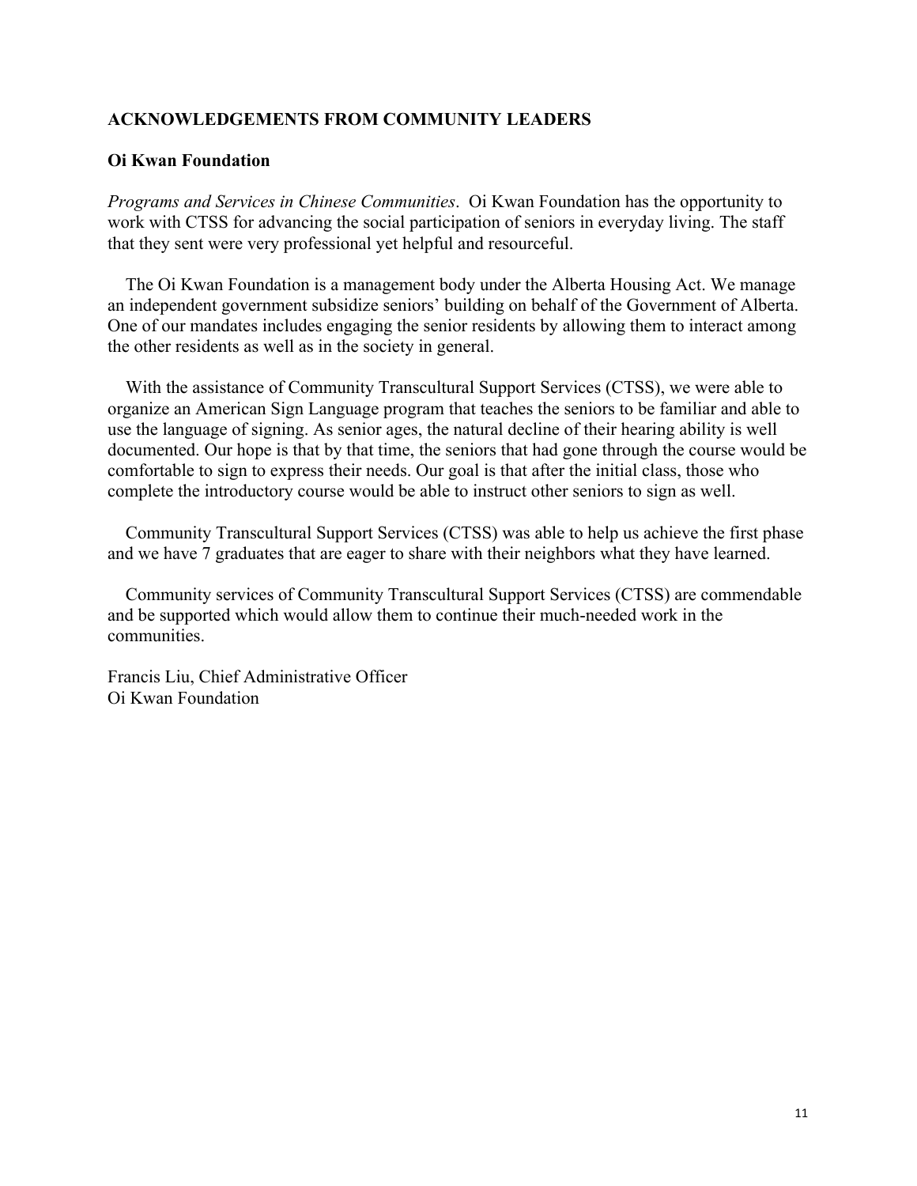## ACKNOWLEDGEMENTS FROM COMMUNITY LEADERS

### Oi Kwan Foundation

*Programs and Services in Chinese Communities*. Oi Kwan Foundation has the opportunity to work with CTSS for advancing the social participation of seniors in everyday living. The staff that they sent were very professional yet helpful and resourceful.

The Oi Kwan Foundation is a management body under the Alberta Housing Act. We manage an independent government subsidize seniors' building on behalf of the Government of Alberta. One of our mandates includes engaging the senior residents by allowing them to interact among the other residents as well as in the society in general.

With the assistance of Community Transcultural Support Services (CTSS), we were able to organize an American Sign Language program that teaches the seniors to be familiar and able to use the language of signing. As senior ages, the natural decline of their hearing ability is well documented. Our hope is that by that time, the seniors that had gone through the course would be comfortable to sign to express their needs. Our goal is that after the initial class, those who complete the introductory course would be able to instruct other seniors to sign as well.

Community Transcultural Support Services (CTSS) was able to help us achieve the first phase and we have 7 graduates that are eager to share with their neighbors what they have learned.

Community services of Community Transcultural Support Services (CTSS) are commendable and be supported which would allow them to continue their much-needed work in the communities.

Francis Liu, Chief Administrative Officer
Oi Kwan Foundation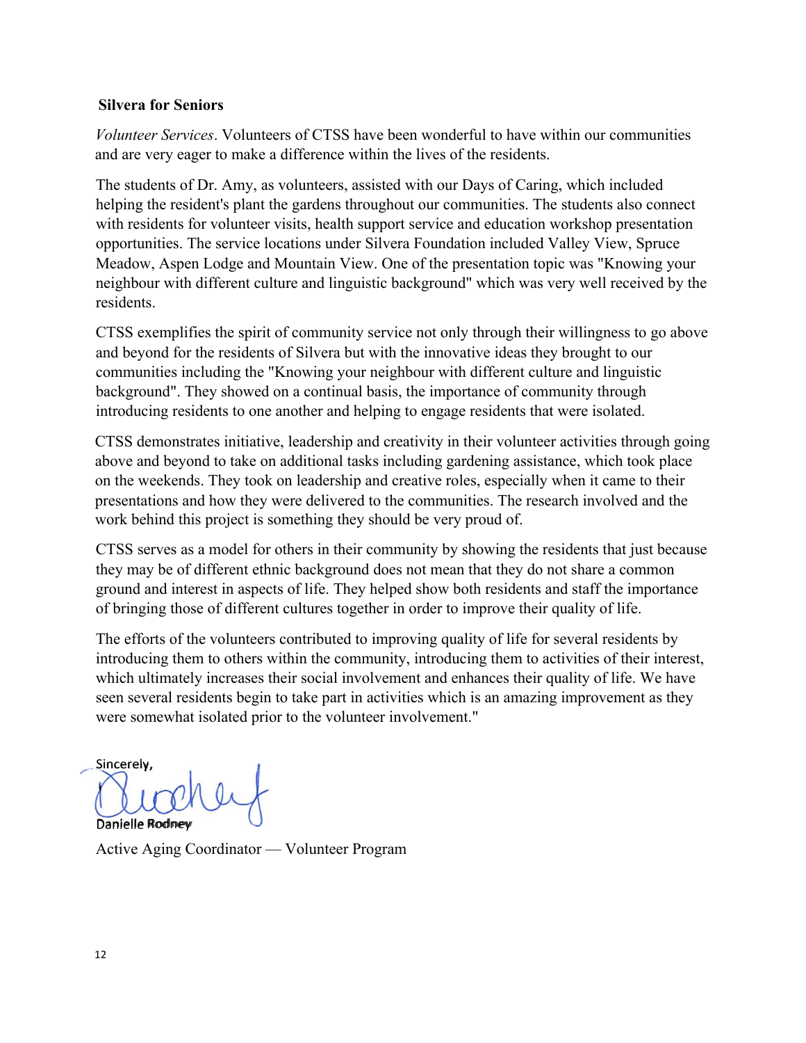**Silvera for Seniors**

*Volunteer Services*. Volunteers of CTSS have been wonderful to have within our communities and are very eager to make a difference within the lives of the residents.

The students of Dr. Amy, as volunteers, assisted with our Days of Caring, which included helping the resident's plant the gardens throughout our communities. The students also connect with residents for volunteer visits, health support service and education workshop presentation opportunities. The service locations under Silvera Foundation included Valley View, Spruce Meadow, Aspen Lodge and Mountain View. One of the presentation topic was "Knowing your neighbour with different culture and linguistic background" which was very well received by the residents.

CTSS exemplifies the spirit of community service not only through their willingness to go above and beyond for the residents of Silvera but with the innovative ideas they brought to our communities including the "Knowing your neighbour with different culture and linguistic background". They showed on a continual basis, the importance of community through introducing residents to one another and helping to engage residents that were isolated.

CTSS demonstrates initiative, leadership and creativity in their volunteer activities through going above and beyond to take on additional tasks including gardening assistance, which took place on the weekends. They took on leadership and creative roles, especially when it came to their presentations and how they were delivered to the communities. The research involved and the work behind this project is something they should be very proud of.

CTSS serves as a model for others in their community by showing the residents that just because they may be of different ethnic background does not mean that they do not share a common ground and interest in aspects of life. They helped show both residents and staff the importance of bringing those of different cultures together in order to improve their quality of life.

The efforts of the volunteers contributed to improving quality of life for several residents by introducing them to others within the community, introducing them to activities of their interest, which ultimately increases their social involvement and enhances their quality of life. We have seen several residents begin to take part in activities which is an amazing improvement as they were somewhat isolated prior to the volunteer involvement."

Sincerely,

Danielle Rodney

Active Aging Coordinator — Volunteer Program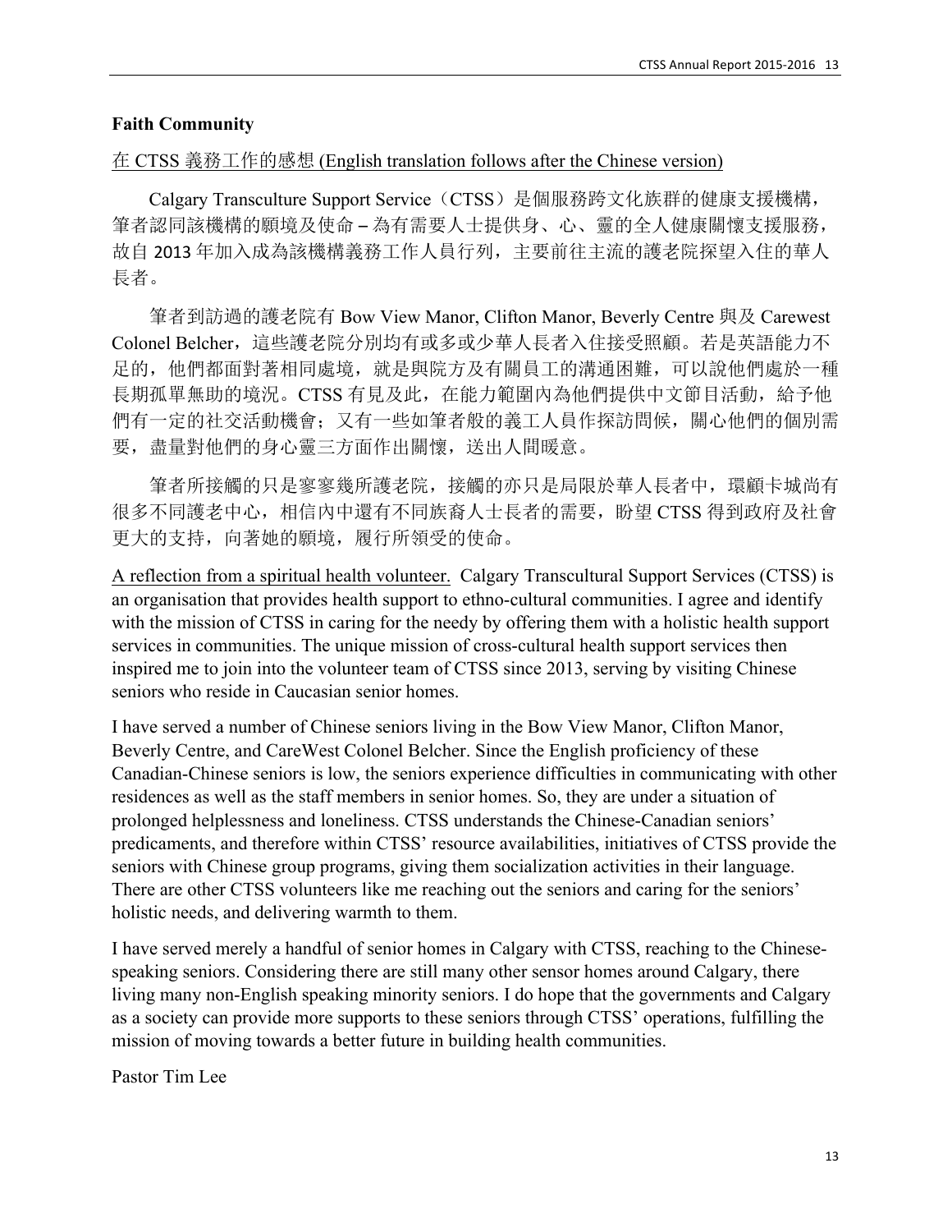**Faith Community**

<u>在 CTSS 義務工作的感想 (English translation follows after the Chinese version)</u>

Calgary Transculture Support Service（CTSS）是個服務跨文化族群的健康支援機構，筆者認同該機構的願境及使命 – 為有需要人士提供身、心、靈的全人健康關懷支援服務，故自 2013 年加入成為該機構義務工作人員行列，主要前往主流的護老院探望入住的華人長者。

筆者到訪過的護老院有 Bow View Manor, Clifton Manor, Beverly Centre 與及 Carewest Colonel Belcher，這些護老院分別均有或多或少華人長者入住接受照顧。若是英語能力不足的，他們都面對著相同處境，就是與院方及有關員工的溝通困難，可以說他們處於一種長期孤單無助的境況。CTSS 有見及此，在能力範圍內為他們提供中文節目活動，給予他們有一定的社交活動機會；又有一些如筆者般的義工人員作探訪問候，關心他們的個別需要，盡量對他們的身心靈三方面作出關懷，送出人間暖意。

筆者所接觸的只是寥寥幾所護老院，接觸的亦只是局限於華人長者中，環顧卡城尚有很多不同護老中心，相信內中還有不同族裔人士長者的需要，盼望 CTSS 得到政府及社會更大的支持，向著她的願境，履行所領受的使命。

<u>A reflection from a spiritual health volunteer.</u> Calgary Transcultural Support Services (CTSS) is an organisation that provides health support to ethno-cultural communities. I agree and identify with the mission of CTSS in caring for the needy by offering them with a holistic health support services in communities. The unique mission of cross-cultural health support services then inspired me to join into the volunteer team of CTSS since 2013, serving by visiting Chinese seniors who reside in Caucasian senior homes.

I have served a number of Chinese seniors living in the Bow View Manor, Clifton Manor, Beverly Centre, and CareWest Colonel Belcher. Since the English proficiency of these Canadian-Chinese seniors is low, the seniors experience difficulties in communicating with other residences as well as the staff members in senior homes. So, they are under a situation of prolonged helplessness and loneliness. CTSS understands the Chinese-Canadian seniors' predicaments, and therefore within CTSS' resource availabilities, initiatives of CTSS provide the seniors with Chinese group programs, giving them socialization activities in their language. There are other CTSS volunteers like me reaching out the seniors and caring for the seniors' holistic needs, and delivering warmth to them.

I have served merely a handful of senior homes in Calgary with CTSS, reaching to the Chinese-speaking seniors. Considering there are still many other sensor homes around Calgary, there living many non-English speaking minority seniors. I do hope that the governments and Calgary as a society can provide more supports to these seniors through CTSS' operations, fulfilling the mission of moving towards a better future in building health communities.

Pastor Tim Lee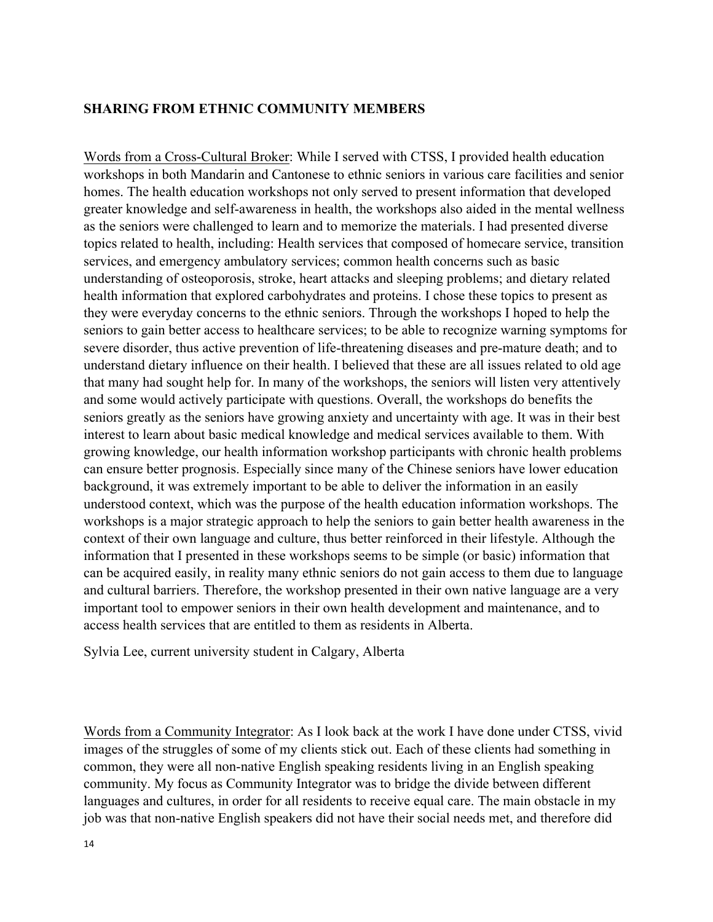**SHARING FROM ETHNIC COMMUNITY MEMBERS**

<u>Words from a Cross-Cultural Broker</u>: While I served with CTSS, I provided health education workshops in both Mandarin and Cantonese to ethnic seniors in various care facilities and senior homes. The health education workshops not only served to present information that developed greater knowledge and self-awareness in health, the workshops also aided in the mental wellness as the seniors were challenged to learn and to memorize the materials. I had presented diverse topics related to health, including: Health services that composed of homecare service, transition services, and emergency ambulatory services; common health concerns such as basic understanding of osteoporosis, stroke, heart attacks and sleeping problems; and dietary related health information that explored carbohydrates and proteins. I chose these topics to present as they were everyday concerns to the ethnic seniors. Through the workshops I hoped to help the seniors to gain better access to healthcare services; to be able to recognize warning symptoms for severe disorder, thus active prevention of life-threatening diseases and pre-mature death; and to understand dietary influence on their health. I believed that these are all issues related to old age that many had sought help for. In many of the workshops, the seniors will listen very attentively and some would actively participate with questions. Overall, the workshops do benefits the seniors greatly as the seniors have growing anxiety and uncertainty with age. It was in their best interest to learn about basic medical knowledge and medical services available to them. With growing knowledge, our health information workshop participants with chronic health problems can ensure better prognosis. Especially since many of the Chinese seniors have lower education background, it was extremely important to be able to deliver the information in an easily understood context, which was the purpose of the health education information workshops. The workshops is a major strategic approach to help the seniors to gain better health awareness in the context of their own language and culture, thus better reinforced in their lifestyle. Although the information that I presented in these workshops seems to be simple (or basic) information that can be acquired easily, in reality many ethnic seniors do not gain access to them due to language and cultural barriers. Therefore, the workshop presented in their own native language are a very important tool to empower seniors in their own health development and maintenance, and to access health services that are entitled to them as residents in Alberta.

Sylvia Lee, current university student in Calgary, Alberta

<u>Words from a Community Integrator</u>: As I look back at the work I have done under CTSS, vivid images of the struggles of some of my clients stick out. Each of these clients had something in common, they were all non-native English speaking residents living in an English speaking community. My focus as Community Integrator was to bridge the divide between different languages and cultures, in order for all residents to receive equal care. The main obstacle in my job was that non-native English speakers did not have their social needs met, and therefore did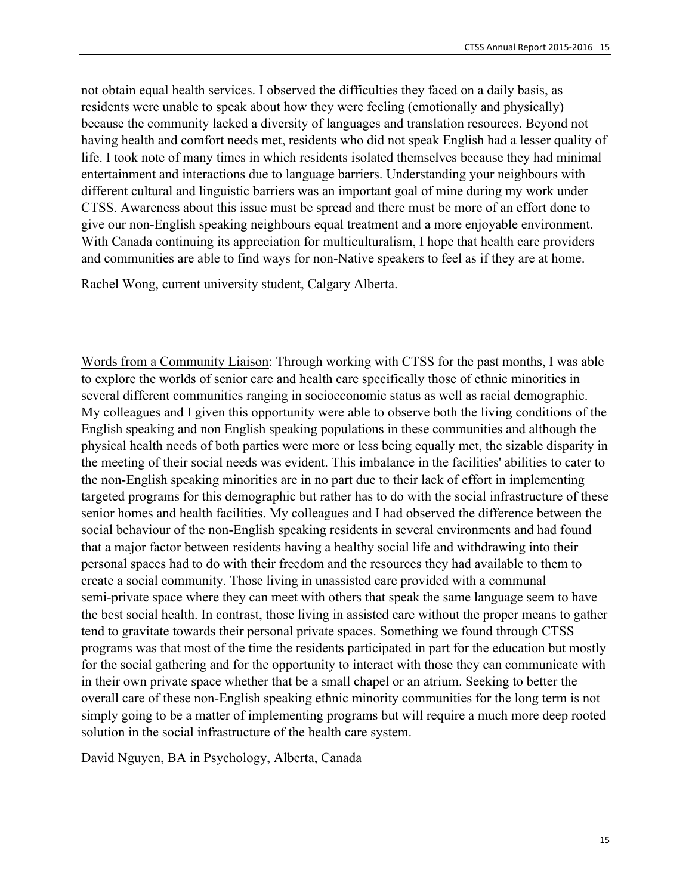not obtain equal health services. I observed the difficulties they faced on a daily basis, as residents were unable to speak about how they were feeling (emotionally and physically) because the community lacked a diversity of languages and translation resources. Beyond not having health and comfort needs met, residents who did not speak English had a lesser quality of life. I took note of many times in which residents isolated themselves because they had minimal entertainment and interactions due to language barriers. Understanding your neighbours with different cultural and linguistic barriers was an important goal of mine during my work under CTSS. Awareness about this issue must be spread and there must be more of an effort done to give our non-English speaking neighbours equal treatment and a more enjoyable environment. With Canada continuing its appreciation for multiculturalism, I hope that health care providers and communities are able to find ways for non-Native speakers to feel as if they are at home.

Rachel Wong, current university student, Calgary Alberta.

<u>Words from a Community Liaison</u>: Through working with CTSS for the past months, I was able to explore the worlds of senior care and health care specifically those of ethnic minorities in several different communities ranging in socioeconomic status as well as racial demographic. My colleagues and I given this opportunity were able to observe both the living conditions of the English speaking and non English speaking populations in these communities and although the physical health needs of both parties were more or less being equally met, the sizable disparity in the meeting of their social needs was evident. This imbalance in the facilities' abilities to cater to the non-English speaking minorities are in no part due to their lack of effort in implementing targeted programs for this demographic but rather has to do with the social infrastructure of these senior homes and health facilities. My colleagues and I had observed the difference between the social behaviour of the non-English speaking residents in several environments and had found that a major factor between residents having a healthy social life and withdrawing into their personal spaces had to do with their freedom and the resources they had available to them to create a social community. Those living in unassisted care provided with a communal semi-private space where they can meet with others that speak the same language seem to have the best social health. In contrast, those living in assisted care without the proper means to gather tend to gravitate towards their personal private spaces. Something we found through CTSS programs was that most of the time the residents participated in part for the education but mostly for the social gathering and for the opportunity to interact with those they can communicate with in their own private space whether that be a small chapel or an atrium. Seeking to better the overall care of these non-English speaking ethnic minority communities for the long term is not simply going to be a matter of implementing programs but will require a much more deep rooted solution in the social infrastructure of the health care system.

David Nguyen, BA in Psychology, Alberta, Canada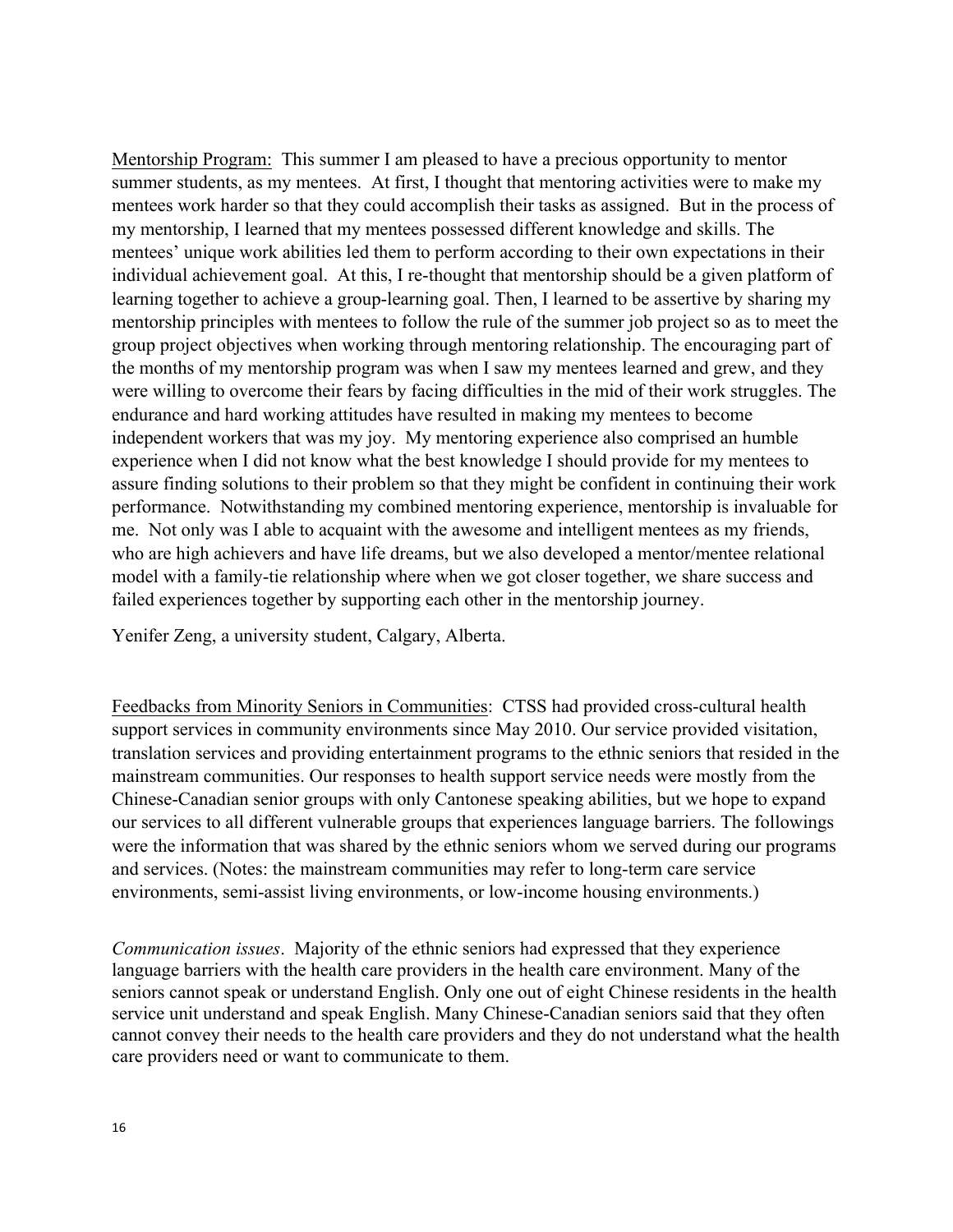Mentorship Program: This summer I am pleased to have a precious opportunity to mentor summer students, as my mentees. At first, I thought that mentoring activities were to make my mentees work harder so that they could accomplish their tasks as assigned. But in the process of my mentorship, I learned that my mentees possessed different knowledge and skills. The mentees' unique work abilities led them to perform according to their own expectations in their individual achievement goal. At this, I re-thought that mentorship should be a given platform of learning together to achieve a group-learning goal. Then, I learned to be assertive by sharing my mentorship principles with mentees to follow the rule of the summer job project so as to meet the group project objectives when working through mentoring relationship. The encouraging part of the months of my mentorship program was when I saw my mentees learned and grew, and they were willing to overcome their fears by facing difficulties in the mid of their work struggles. The endurance and hard working attitudes have resulted in making my mentees to become independent workers that was my joy. My mentoring experience also comprised an humble experience when I did not know what the best knowledge I should provide for my mentees to assure finding solutions to their problem so that they might be confident in continuing their work performance. Notwithstanding my combined mentoring experience, mentorship is invaluable for me. Not only was I able to acquaint with the awesome and intelligent mentees as my friends, who are high achievers and have life dreams, but we also developed a mentor/mentee relational model with a family-tie relationship where when we got closer together, we share success and failed experiences together by supporting each other in the mentorship journey.

Yenifer Zeng, a university student, Calgary, Alberta.

Feedbacks from Minority Seniors in Communities: CTSS had provided cross-cultural health support services in community environments since May 2010. Our service provided visitation, translation services and providing entertainment programs to the ethnic seniors that resided in the mainstream communities. Our responses to health support service needs were mostly from the Chinese-Canadian senior groups with only Cantonese speaking abilities, but we hope to expand our services to all different vulnerable groups that experiences language barriers. The followings were the information that was shared by the ethnic seniors whom we served during our programs and services. (Notes: the mainstream communities may refer to long-term care service environments, semi-assist living environments, or low-income housing environments.)

*Communication issues*. Majority of the ethnic seniors had expressed that they experience language barriers with the health care providers in the health care environment. Many of the seniors cannot speak or understand English. Only one out of eight Chinese residents in the health service unit understand and speak English. Many Chinese-Canadian seniors said that they often cannot convey their needs to the health care providers and they do not understand what the health care providers need or want to communicate to them.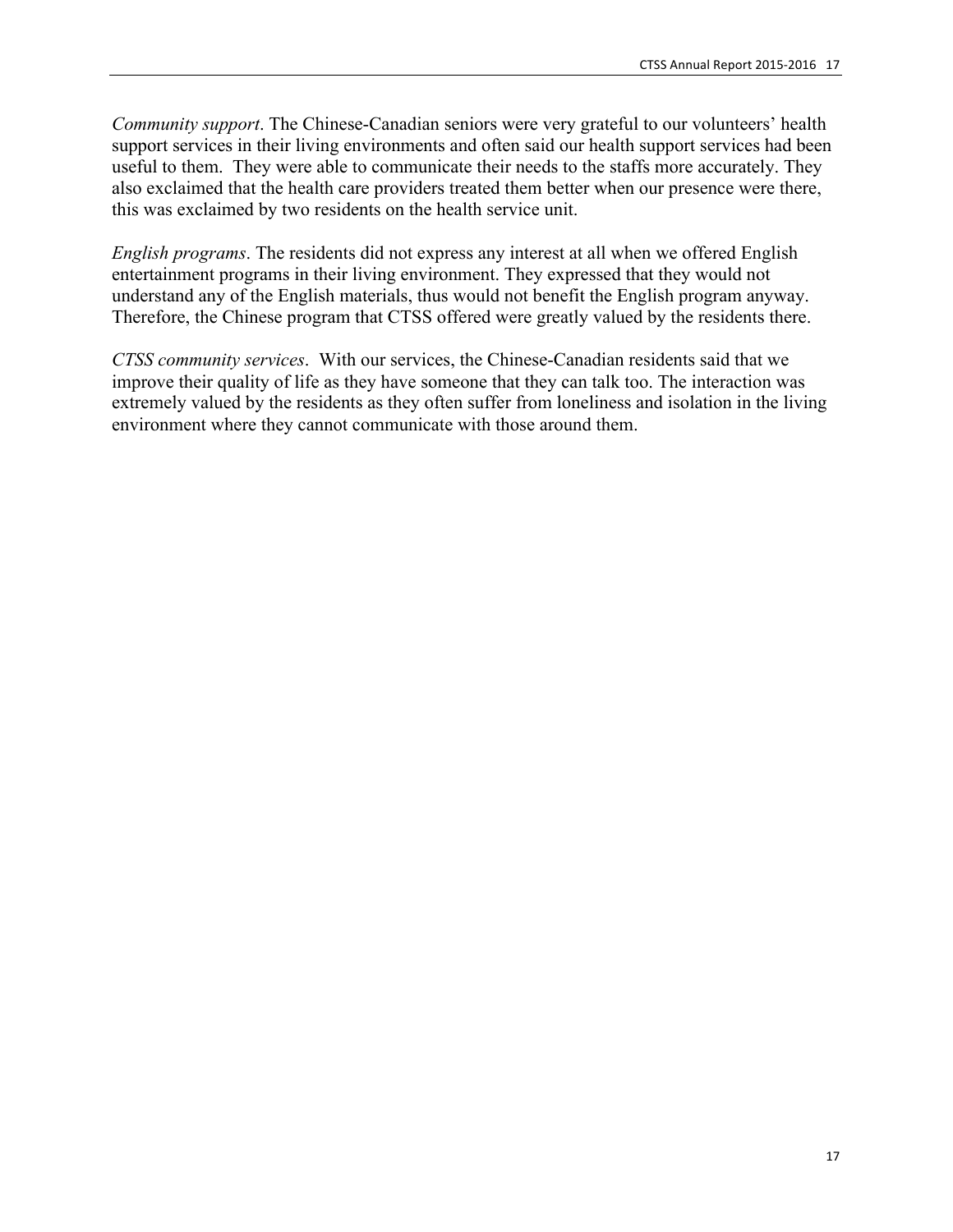*Community support*. The Chinese-Canadian seniors were very grateful to our volunteers' health support services in their living environments and often said our health support services had been useful to them. They were able to communicate their needs to the staffs more accurately. They also exclaimed that the health care providers treated them better when our presence were there, this was exclaimed by two residents on the health service unit.

*English programs*. The residents did not express any interest at all when we offered English entertainment programs in their living environment. They expressed that they would not understand any of the English materials, thus would not benefit the English program anyway. Therefore, the Chinese program that CTSS offered were greatly valued by the residents there.

*CTSS community services*. With our services, the Chinese-Canadian residents said that we improve their quality of life as they have someone that they can talk too. The interaction was extremely valued by the residents as they often suffer from loneliness and isolation in the living environment where they cannot communicate with those around them.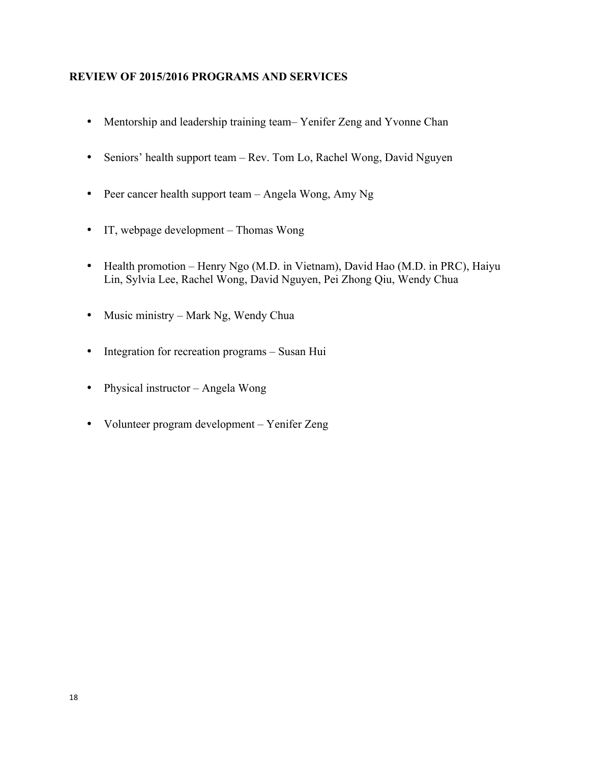**REVIEW OF 2015/2016 PROGRAMS AND SERVICES**

- Mentorship and leadership training team– Yenifer Zeng and Yvonne Chan
- Seniors' health support team – Rev. Tom Lo, Rachel Wong, David Nguyen
- Peer cancer health support team – Angela Wong, Amy Ng
- IT, webpage development – Thomas Wong
- Health promotion – Henry Ngo (M.D. in Vietnam), David Hao (M.D. in PRC), Haiyu Lin, Sylvia Lee, Rachel Wong, David Nguyen, Pei Zhong Qiu, Wendy Chua
- Music ministry – Mark Ng, Wendy Chua
- Integration for recreation programs – Susan Hui
- Physical instructor – Angela Wong
- Volunteer program development – Yenifer Zeng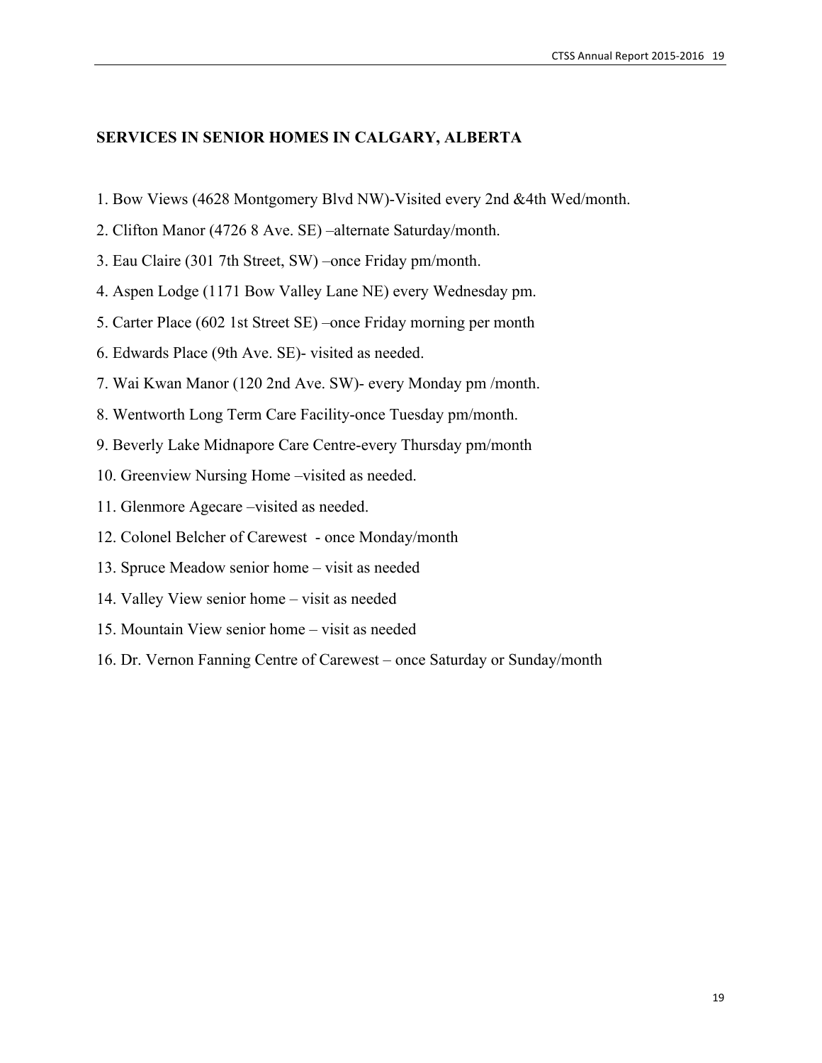## SERVICES IN SENIOR HOMES IN CALGARY, ALBERTA

1. Bow Views (4628 Montgomery Blvd NW)-Visited every 2nd &4th Wed/month.
2. Clifton Manor (4726 8 Ave. SE) –alternate Saturday/month.
3. Eau Claire (301 7th Street, SW) –once Friday pm/month.
4. Aspen Lodge (1171 Bow Valley Lane NE) every Wednesday pm.
5. Carter Place (602 1st Street SE) –once Friday morning per month
6. Edwards Place (9th Ave. SE)- visited as needed.
7. Wai Kwan Manor (120 2nd Ave. SW)- every Monday pm /month.
8. Wentworth Long Term Care Facility-once Tuesday pm/month.
9. Beverly Lake Midnapore Care Centre-every Thursday pm/month
10. Greenview Nursing Home –visited as needed.
11. Glenmore Agecare –visited as needed.
12. Colonel Belcher of Carewest - once Monday/month
13. Spruce Meadow senior home – visit as needed
14. Valley View senior home – visit as needed
15. Mountain View senior home – visit as needed
16. Dr. Vernon Fanning Centre of Carewest – once Saturday or Sunday/month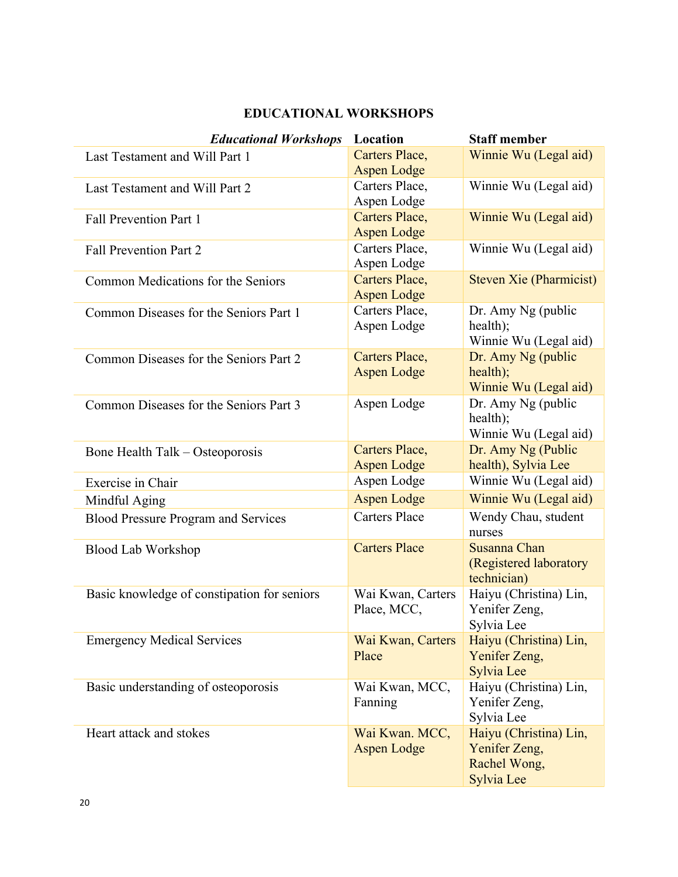## EDUCATIONAL WORKSHOPS

| *Educational Workshops* | Location | Staff member |
| --- | --- | --- |
| Last Testament and Will Part 1 | Carters Place, Aspen Lodge | Winnie Wu (Legal aid) |
| Last Testament and Will Part 2 | Carters Place, Aspen Lodge | Winnie Wu (Legal aid) |
| Fall Prevention Part 1 | Carters Place, Aspen Lodge | Winnie Wu (Legal aid) |
| Fall Prevention Part 2 | Carters Place, Aspen Lodge | Winnie Wu (Legal aid) |
| Common Medications for the Seniors | Carters Place, Aspen Lodge | Steven Xie (Pharmicist) |
| Common Diseases for the Seniors Part 1 | Carters Place, Aspen Lodge | Dr. Amy Ng (public health); Winnie Wu (Legal aid) |
| Common Diseases for the Seniors Part 2 | Carters Place, Aspen Lodge | Dr. Amy Ng (public health); Winnie Wu (Legal aid) |
| Common Diseases for the Seniors Part 3 | Aspen Lodge | Dr. Amy Ng (public health); Winnie Wu (Legal aid) |
| Bone Health Talk – Osteoporosis | Carters Place, Aspen Lodge | Dr. Amy Ng (Public health), Sylvia Lee |
| Exercise in Chair | Aspen Lodge | Winnie Wu (Legal aid) |
| Mindful Aging | Aspen Lodge | Winnie Wu (Legal aid) |
| Blood Pressure Program and Services | Carters Place | Wendy Chau, student nurses |
| Blood Lab Workshop | Carters Place | Susanna Chan (Registered laboratory technician) |
| Basic knowledge of constipation for seniors | Wai Kwan, Carters Place, MCC, | Haiyu (Christina) Lin, Yenifer Zeng, Sylvia Lee |
| Emergency Medical Services | Wai Kwan, Carters Place | Haiyu (Christina) Lin, Yenifer Zeng, Sylvia Lee |
| Basic understanding of osteoporosis | Wai Kwan, MCC, Fanning | Haiyu (Christina) Lin, Yenifer Zeng, Sylvia Lee |
| Heart attack and stokes | Wai Kwan. MCC, Aspen Lodge | Haiyu (Christina) Lin, Yenifer Zeng, Rachel Wong, Sylvia Lee |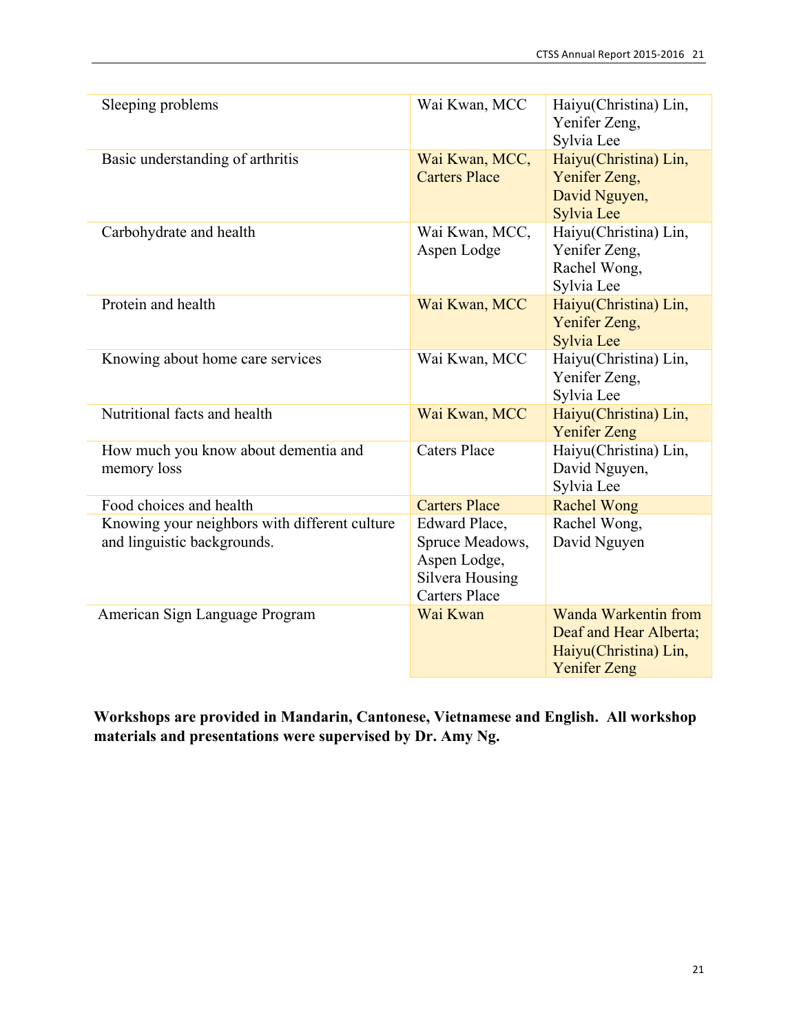| | | |
|---|---|---|
| Sleeping problems | Wai Kwan, MCC | Haiyu(Christina) Lin, Yenifer Zeng, Sylvia Lee |
| Basic understanding of arthritis | Wai Kwan, MCC, Carters Place | Haiyu(Christina) Lin, Yenifer Zeng, David Nguyen, Sylvia Lee |
| Carbohydrate and health | Wai Kwan, MCC, Aspen Lodge | Haiyu(Christina) Lin, Yenifer Zeng, Rachel Wong, Sylvia Lee |
| Protein and health | Wai Kwan, MCC | Haiyu(Christina) Lin, Yenifer Zeng, Sylvia Lee |
| Knowing about home care services | Wai Kwan, MCC | Haiyu(Christina) Lin, Yenifer Zeng, Sylvia Lee |
| Nutritional facts and health | Wai Kwan, MCC | Haiyu(Christina) Lin, Yenifer Zeng |
| How much you know about dementia and memory loss | Caters Place | Haiyu(Christina) Lin, David Nguyen, Sylvia Lee |
| Food choices and health | Carters Place | Rachel Wong |
| Knowing your neighbors with different culture and linguistic backgrounds. | Edward Place, Spruce Meadows, Aspen Lodge, Silvera Housing Carters Place | Rachel Wong, David Nguyen |
| American Sign Language Program | Wai Kwan | Wanda Warkentin from Deaf and Hear Alberta; Haiyu(Christina) Lin, Yenifer Zeng |

**Workshops are provided in Mandarin, Cantonese, Vietnamese and English. All workshop materials and presentations were supervised by Dr. Amy Ng.**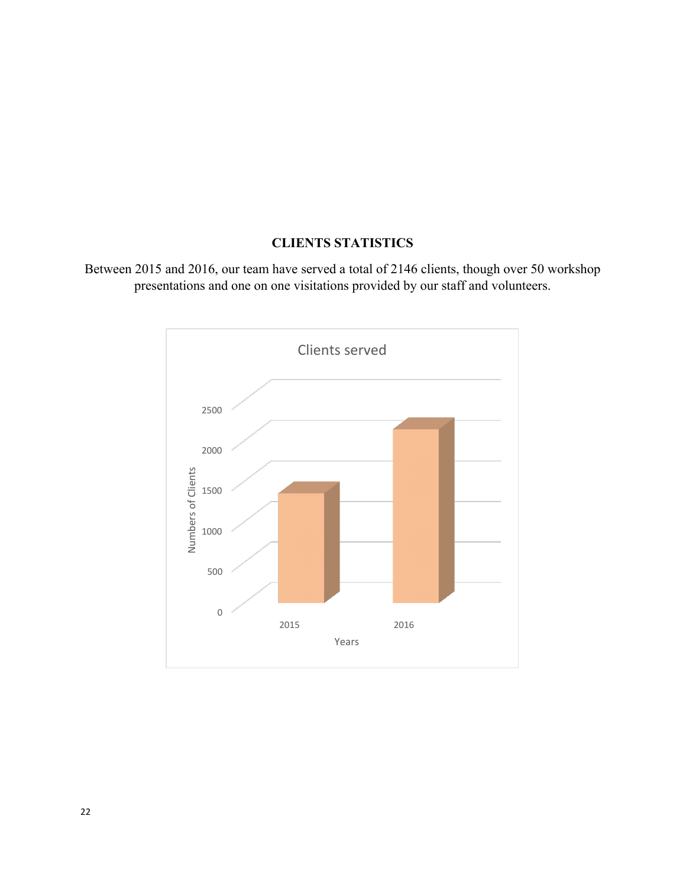## CLIENTS STATISTICS

Between 2015 and 2016, our team have served a total of 2146 clients, though over 50 workshop presentations and one on one visitations provided by our staff and volunteers.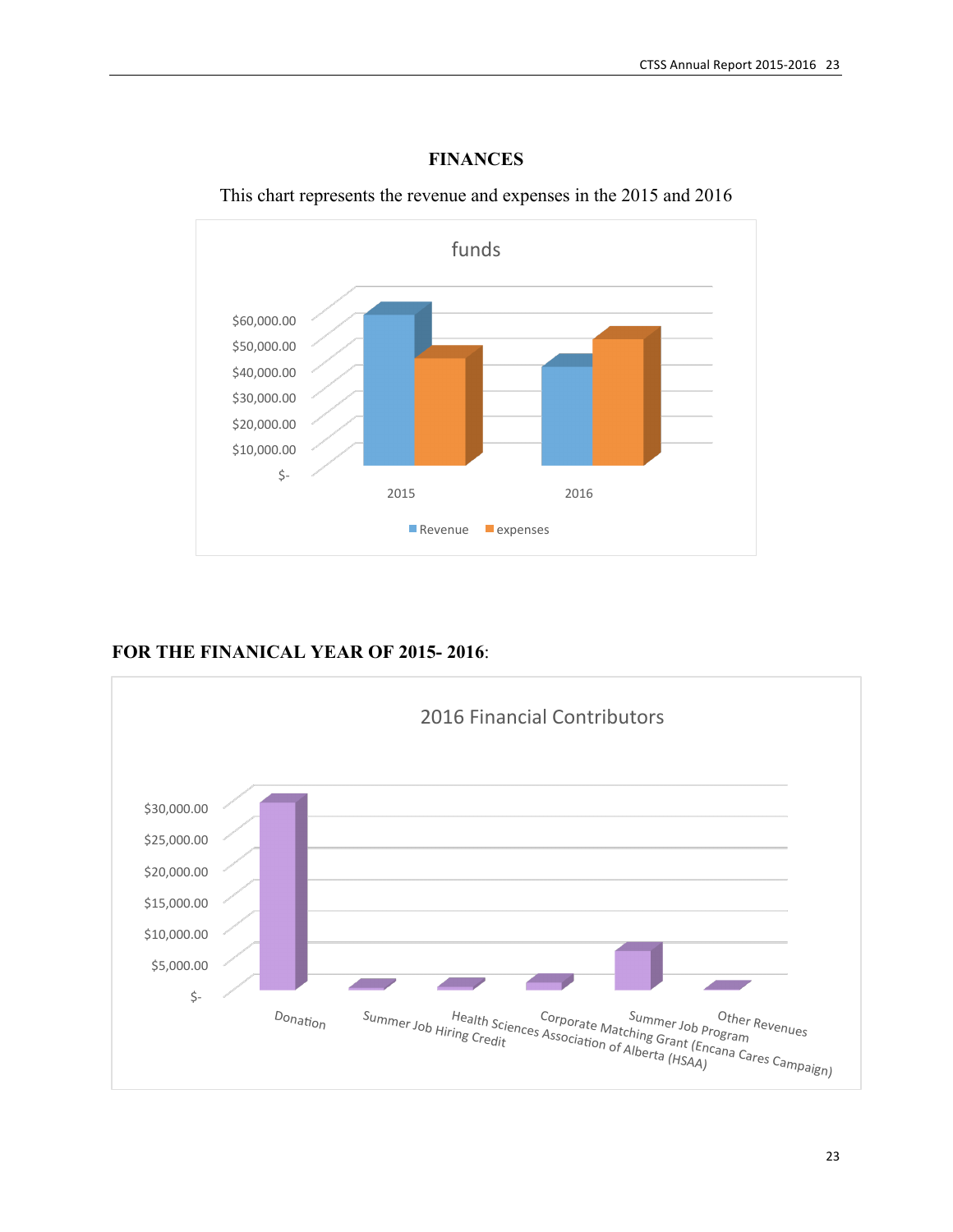# FINANCES

This chart represents the revenue and expenses in the 2015 and 2016

funds

$60,000.00
$50,000.00
$40,000.00
$30,000.00
$20,000.00
$10,000.00
$-

2015 2016

Revenue expenses

**FOR THE FINANICAL YEAR OF 2015- 2016**:

2016 Financial Contributors

$30,000.00
$25,000.00
$20,000.00
$15,000.00
$10,000.00
$5,000.00
$-

Donation
Summer Job Hiring Credit
Health Sciences Association of Alberta (HSAA)
Corporate Matching Grant (Encana Cares Campaign)
Summer Job Program
Other Revenues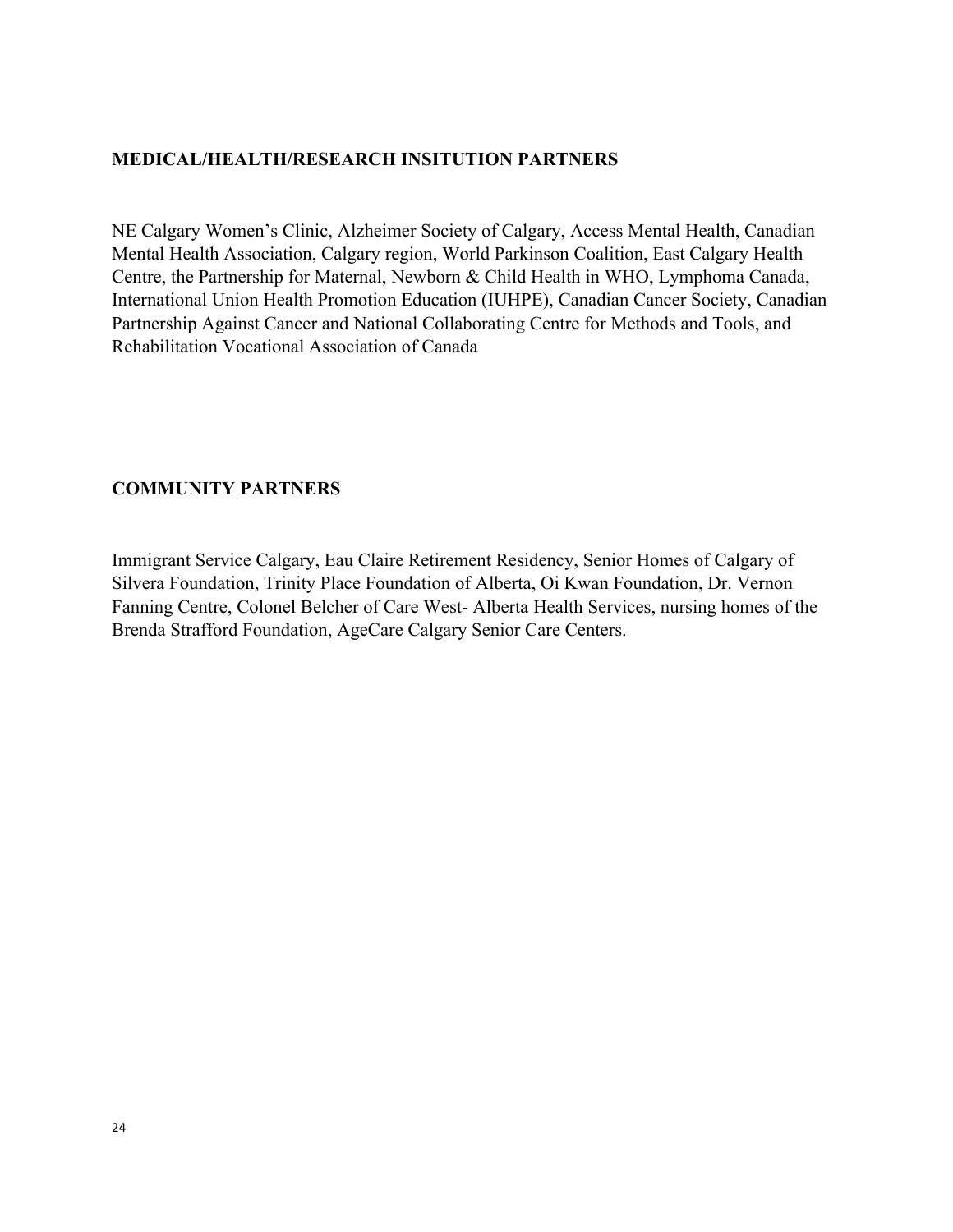## MEDICAL/HEALTH/RESEARCH INSITUTION PARTNERS

NE Calgary Women's Clinic, Alzheimer Society of Calgary, Access Mental Health, Canadian Mental Health Association, Calgary region, World Parkinson Coalition, East Calgary Health Centre, the Partnership for Maternal, Newborn & Child Health in WHO, Lymphoma Canada, International Union Health Promotion Education (IUHPE), Canadian Cancer Society, Canadian Partnership Against Cancer and National Collaborating Centre for Methods and Tools, and Rehabilitation Vocational Association of Canada

## COMMUNITY PARTNERS

Immigrant Service Calgary, Eau Claire Retirement Residency, Senior Homes of Calgary of Silvera Foundation, Trinity Place Foundation of Alberta, Oi Kwan Foundation, Dr. Vernon Fanning Centre, Colonel Belcher of Care West- Alberta Health Services, nursing homes of the Brenda Strafford Foundation, AgeCare Calgary Senior Care Centers.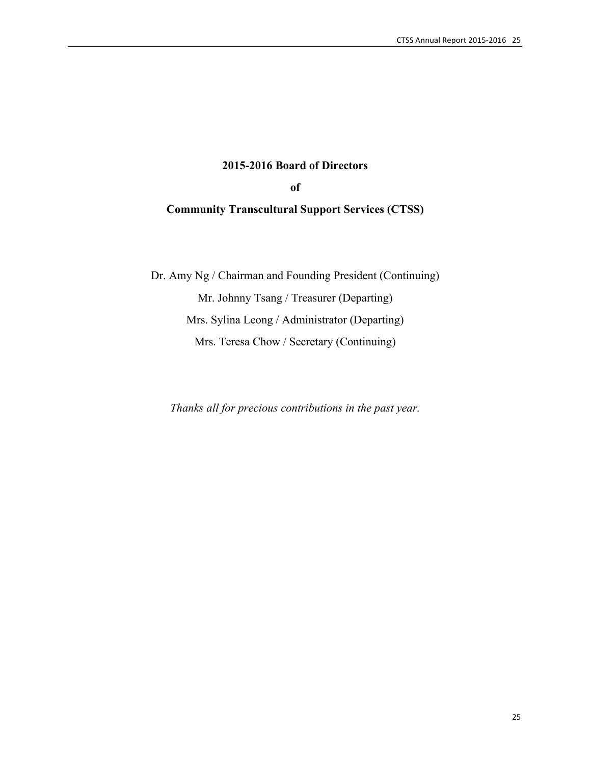# 2015-2016 Board of Directors

# of

# Community Transcultural Support Services (CTSS)

Dr. Amy Ng / Chairman and Founding President (Continuing)

Mr. Johnny Tsang / Treasurer (Departing)

Mrs. Sylina Leong / Administrator (Departing)

Mrs. Teresa Chow / Secretary (Continuing)

*Thanks all for precious contributions in the past year.*